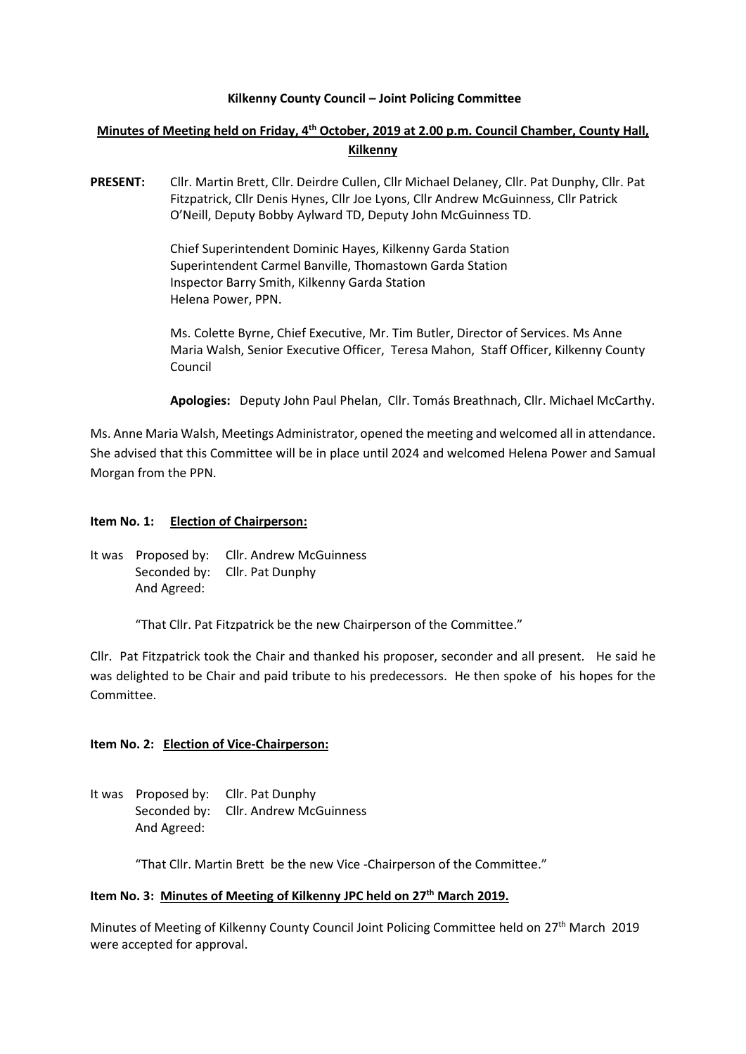**Kilkenny County Council – Joint Policing Committee**

**Minutes of Meeting held on Friday, 4th October, 2019 at 2.00 p.m. Council Chamber, County Hall, Kilkenny**

**PRESENT:** Cllr. Martin Brett, Cllr. Deirdre Cullen, Cllr Michael Delaney, Cllr. Pat Dunphy, Cllr. Pat Fitzpatrick, Cllr Denis Hynes, Cllr Joe Lyons, Cllr Andrew McGuinness, Cllr Patrick O'Neill, Deputy Bobby Aylward TD, Deputy John McGuinness TD.

Chief Superintendent Dominic Hayes, Kilkenny Garda Station
Superintendent Carmel Banville, Thomastown Garda Station
Inspector Barry Smith, Kilkenny Garda Station
Helena Power, PPN.

Ms. Colette Byrne, Chief Executive, Mr. Tim Butler, Director of Services. Ms Anne Maria Walsh, Senior Executive Officer, Teresa Mahon, Staff Officer, Kilkenny County Council

**Apologies:** Deputy John Paul Phelan, Cllr. Tomás Breathnach, Cllr. Michael McCarthy.

Ms. Anne Maria Walsh, Meetings Administrator, opened the meeting and welcomed all in attendance. She advised that this Committee will be in place until 2024 and welcomed Helena Power and Samual Morgan from the PPN.

**Item No. 1: Election of Chairperson:**

It was Proposed by: Cllr. Andrew McGuinness
Seconded by: Cllr. Pat Dunphy
And Agreed:

"That Cllr. Pat Fitzpatrick be the new Chairperson of the Committee."

Cllr. Pat Fitzpatrick took the Chair and thanked his proposer, seconder and all present. He said he was delighted to be Chair and paid tribute to his predecessors. He then spoke of his hopes for the Committee.

**Item No. 2: Election of Vice-Chairperson:**

It was Proposed by: Cllr. Pat Dunphy
Seconded by: Cllr. Andrew McGuinness
And Agreed:

"That Cllr. Martin Brett be the new Vice -Chairperson of the Committee."

**Item No. 3: Minutes of Meeting of Kilkenny JPC held on 27th March 2019.**

Minutes of Meeting of Kilkenny County Council Joint Policing Committee held on 27th March 2019 were accepted for approval.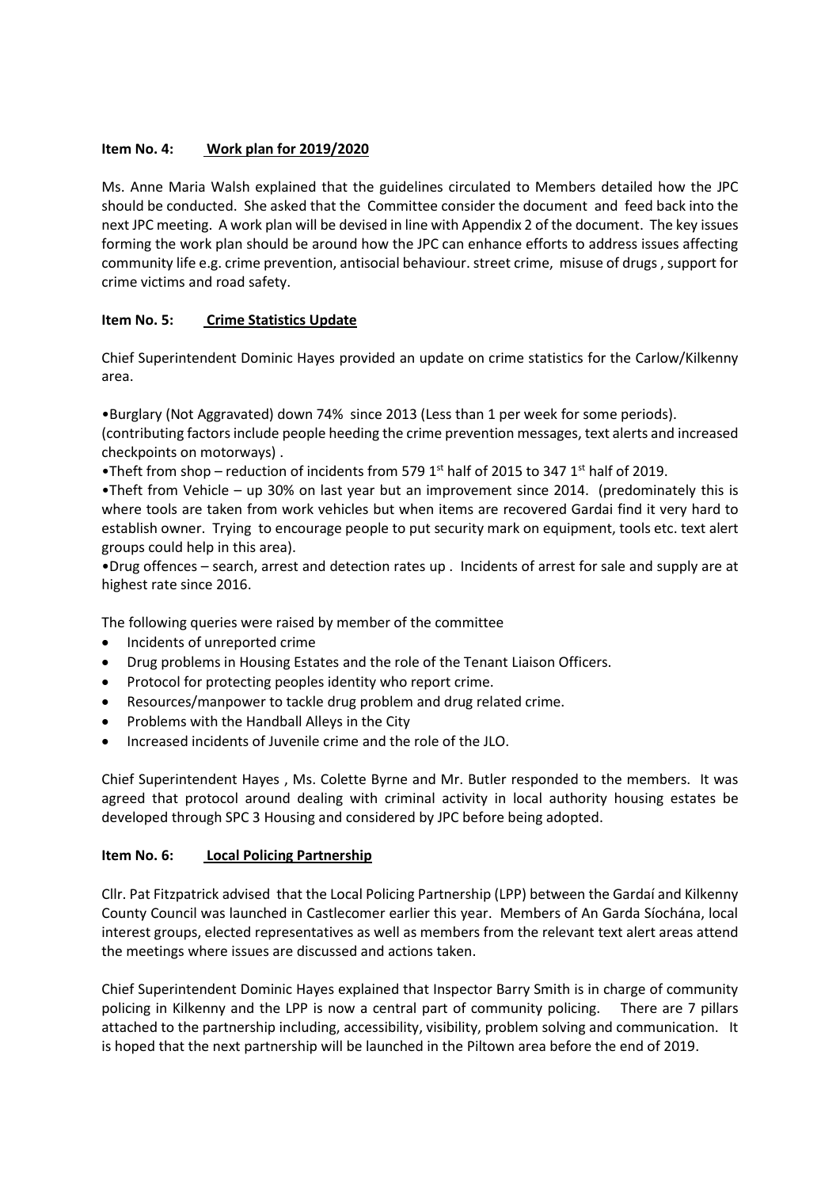**Item No. 4: Work plan for 2019/2020**

Ms. Anne Maria Walsh explained that the guidelines circulated to Members detailed how the JPC should be conducted. She asked that the Committee consider the document and feed back into the next JPC meeting. A work plan will be devised in line with Appendix 2 of the document. The key issues forming the work plan should be around how the JPC can enhance efforts to address issues affecting community life e.g. crime prevention, antisocial behaviour. street crime, misuse of drugs , support for crime victims and road safety.

**Item No. 5: Crime Statistics Update**

Chief Superintendent Dominic Hayes provided an update on crime statistics for the Carlow/Kilkenny area.

•Burglary (Not Aggravated) down 74% since 2013 (Less than 1 per week for some periods).
(contributing factors include people heeding the crime prevention messages, text alerts and increased checkpoints on motorways) .
•Theft from shop – reduction of incidents from 579 1st half of 2015 to 347 1st half of 2019.
•Theft from Vehicle – up 30% on last year but an improvement since 2014. (predominately this is where tools are taken from work vehicles but when items are recovered Gardai find it very hard to establish owner. Trying to encourage people to put security mark on equipment, tools etc. text alert groups could help in this area).
•Drug offences – search, arrest and detection rates up . Incidents of arrest for sale and supply are at highest rate since 2016.

The following queries were raised by member of the committee

- Incidents of unreported crime
- Drug problems in Housing Estates and the role of the Tenant Liaison Officers.
- Protocol for protecting peoples identity who report crime.
- Resources/manpower to tackle drug problem and drug related crime.
- Problems with the Handball Alleys in the City
- Increased incidents of Juvenile crime and the role of the JLO.

Chief Superintendent Hayes , Ms. Colette Byrne and Mr. Butler responded to the members. It was agreed that protocol around dealing with criminal activity in local authority housing estates be developed through SPC 3 Housing and considered by JPC before being adopted.

**Item No. 6: Local Policing Partnership**

Cllr. Pat Fitzpatrick advised that the Local Policing Partnership (LPP) between the Gardaí and Kilkenny County Council was launched in Castlecomer earlier this year. Members of An Garda Síochána, local interest groups, elected representatives as well as members from the relevant text alert areas attend the meetings where issues are discussed and actions taken.

Chief Superintendent Dominic Hayes explained that Inspector Barry Smith is in charge of community policing in Kilkenny and the LPP is now a central part of community policing. There are 7 pillars attached to the partnership including, accessibility, visibility, problem solving and communication. It is hoped that the next partnership will be launched in the Piltown area before the end of 2019.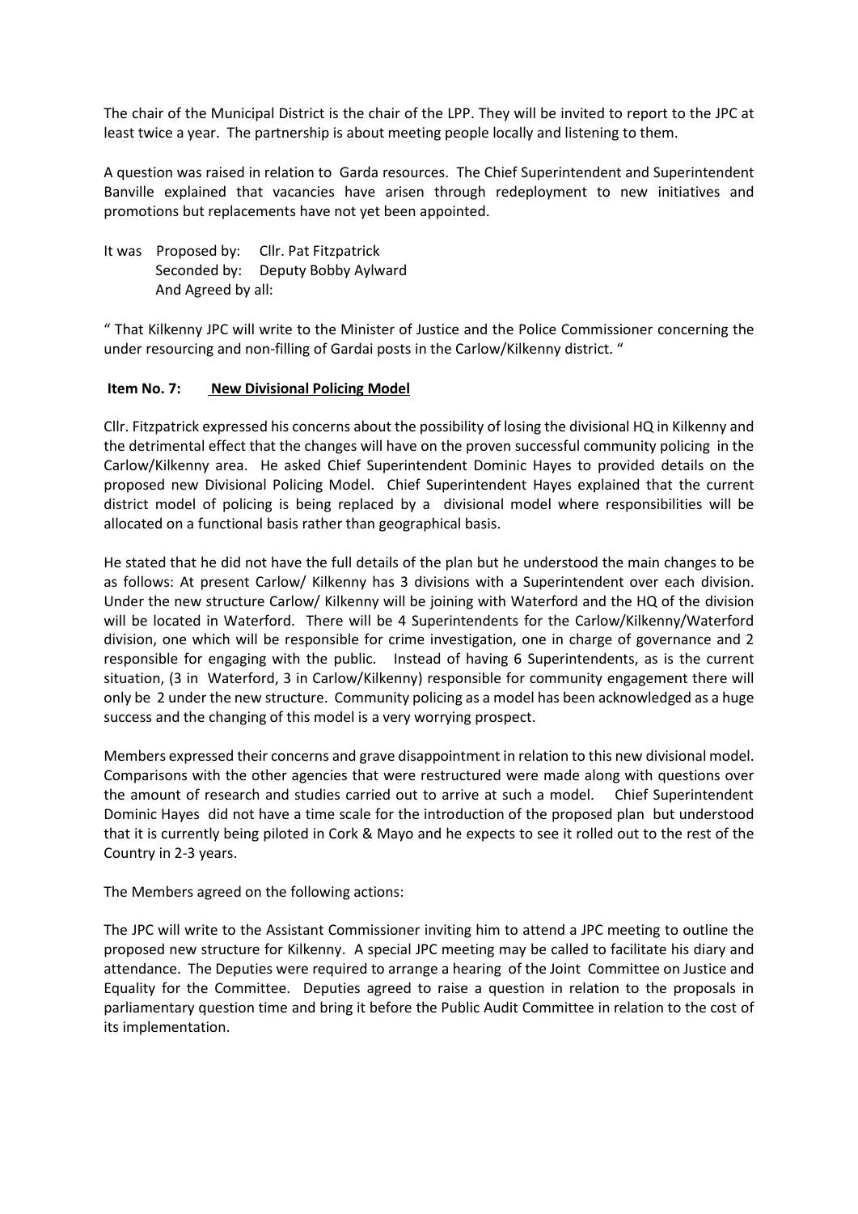The chair of the Municipal District is the chair of the LPP. They will be invited to report to the JPC at least twice a year. The partnership is about meeting people locally and listening to them.

A question was raised in relation to Garda resources. The Chief Superintendent and Superintendent Banville explained that vacancies have arisen through redeployment to new initiatives and promotions but replacements have not yet been appointed.

It was Proposed by: Cllr. Pat Fitzpatrick  
Seconded by: Deputy Bobby Aylward  
And Agreed by all:

" That Kilkenny JPC will write to the Minister of Justice and the Police Commissioner concerning the under resourcing and non-filling of Gardai posts in the Carlow/Kilkenny district. "

**Item No. 7:** **New Divisional Policing Model**

Cllr. Fitzpatrick expressed his concerns about the possibility of losing the divisional HQ in Kilkenny and the detrimental effect that the changes will have on the proven successful community policing in the Carlow/Kilkenny area. He asked Chief Superintendent Dominic Hayes to provided details on the proposed new Divisional Policing Model. Chief Superintendent Hayes explained that the current district model of policing is being replaced by a divisional model where responsibilities will be allocated on a functional basis rather than geographical basis.

He stated that he did not have the full details of the plan but he understood the main changes to be as follows: At present Carlow/ Kilkenny has 3 divisions with a Superintendent over each division. Under the new structure Carlow/ Kilkenny will be joining with Waterford and the HQ of the division will be located in Waterford. There will be 4 Superintendents for the Carlow/Kilkenny/Waterford division, one which will be responsible for crime investigation, one in charge of governance and 2 responsible for engaging with the public. Instead of having 6 Superintendents, as is the current situation, (3 in Waterford, 3 in Carlow/Kilkenny) responsible for community engagement there will only be 2 under the new structure. Community policing as a model has been acknowledged as a huge success and the changing of this model is a very worrying prospect.

Members expressed their concerns and grave disappointment in relation to this new divisional model. Comparisons with the other agencies that were restructured were made along with questions over the amount of research and studies carried out to arrive at such a model. Chief Superintendent Dominic Hayes did not have a time scale for the introduction of the proposed plan but understood that it is currently being piloted in Cork & Mayo and he expects to see it rolled out to the rest of the Country in 2-3 years.

The Members agreed on the following actions:

The JPC will write to the Assistant Commissioner inviting him to attend a JPC meeting to outline the proposed new structure for Kilkenny. A special JPC meeting may be called to facilitate his diary and attendance. The Deputies were required to arrange a hearing of the Joint Committee on Justice and Equality for the Committee. Deputies agreed to raise a question in relation to the proposals in parliamentary question time and bring it before the Public Audit Committee in relation to the cost of its implementation.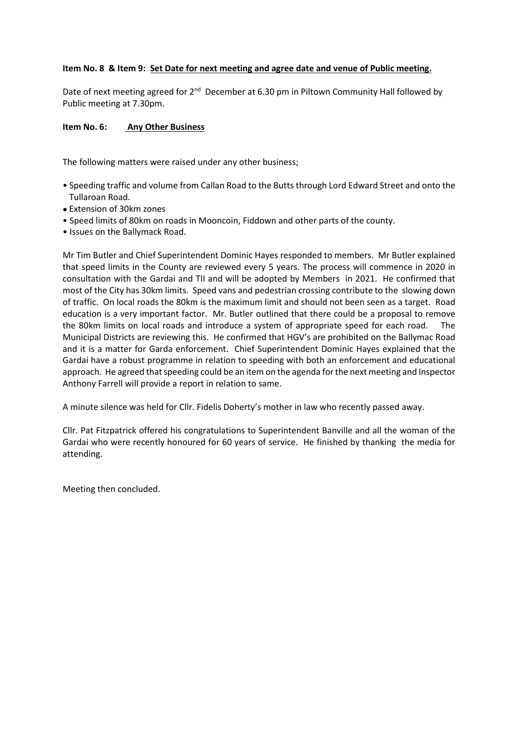**Item No. 8 & Item 9: <u>Set Date for next meeting and agree date and venue of Public meeting.</u>**

Date of next meeting agreed for 2nd December at 6.30 pm in Piltown Community Hall followed by Public meeting at 7.30pm.

**Item No. 6: <u>Any Other Business</u>**

The following matters were raised under any other business;

- Speeding traffic and volume from Callan Road to the Butts through Lord Edward Street and onto the Tullaroan Road.
- Extension of 30km zones
- Speed limits of 80km on roads in Mooncoin, Fiddown and other parts of the county.
- Issues on the Ballymack Road.

Mr Tim Butler and Chief Superintendent Dominic Hayes responded to members. Mr Butler explained that speed limits in the County are reviewed every 5 years. The process will commence in 2020 in consultation with the Gardai and TII and will be adopted by Members in 2021. He confirmed that most of the City has 30km limits. Speed vans and pedestrian crossing contribute to the slowing down of traffic. On local roads the 80km is the maximum limit and should not been seen as a target. Road education is a very important factor. Mr. Butler outlined that there could be a proposal to remove the 80km limits on local roads and introduce a system of appropriate speed for each road. The Municipal Districts are reviewing this. He confirmed that HGV's are prohibited on the Ballymac Road and it is a matter for Garda enforcement. Chief Superintendent Dominic Hayes explained that the Gardai have a robust programme in relation to speeding with both an enforcement and educational approach. He agreed that speeding could be an item on the agenda for the next meeting and Inspector Anthony Farrell will provide a report in relation to same.

A minute silence was held for Cllr. Fidelis Doherty's mother in law who recently passed away.

Cllr. Pat Fitzpatrick offered his congratulations to Superintendent Banville and all the woman of the Gardai who were recently honoured for 60 years of service. He finished by thanking the media for attending.

Meeting then concluded.